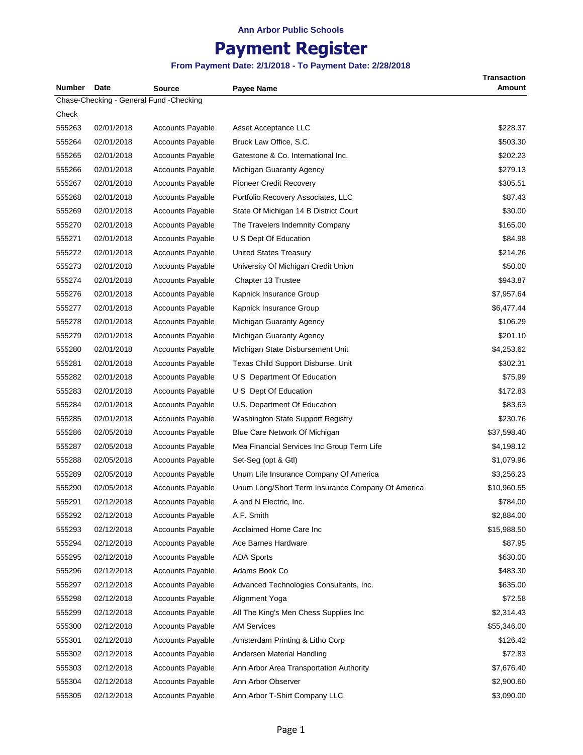Ann Arbor Public Schools

# Payment Register

**From Payment Date: 2/1/2018 - To Payment Date: 2/28/2018**

| Number | Date | Source | Payee Name | Transaction Amount |
|---|---|---|---|---|
| Chase-Checking - General Fund -Checking | | | | |
| Check | | | | |
| 555263 | 02/01/2018 | Accounts Payable | Asset Acceptance LLC | $228.37 |
| 555264 | 02/01/2018 | Accounts Payable | Bruck Law Office, S.C. | $503.30 |
| 555265 | 02/01/2018 | Accounts Payable | Gatestone & Co. International Inc. | $202.23 |
| 555266 | 02/01/2018 | Accounts Payable | Michigan Guaranty Agency | $279.13 |
| 555267 | 02/01/2018 | Accounts Payable | Pioneer Credit Recovery | $305.51 |
| 555268 | 02/01/2018 | Accounts Payable | Portfolio Recovery Associates, LLC | $87.43 |
| 555269 | 02/01/2018 | Accounts Payable | State Of Michigan 14 B District Court | $30.00 |
| 555270 | 02/01/2018 | Accounts Payable | The Travelers Indemnity Company | $165.00 |
| 555271 | 02/01/2018 | Accounts Payable | U S Dept Of Education | $84.98 |
| 555272 | 02/01/2018 | Accounts Payable | United States Treasury | $214.26 |
| 555273 | 02/01/2018 | Accounts Payable | University Of Michigan Credit Union | $50.00 |
| 555274 | 02/01/2018 | Accounts Payable | Chapter 13 Trustee | $943.87 |
| 555276 | 02/01/2018 | Accounts Payable | Kapnick Insurance Group | $7,957.64 |
| 555277 | 02/01/2018 | Accounts Payable | Kapnick Insurance Group | $6,477.44 |
| 555278 | 02/01/2018 | Accounts Payable | Michigan Guaranty Agency | $106.29 |
| 555279 | 02/01/2018 | Accounts Payable | Michigan Guaranty Agency | $201.10 |
| 555280 | 02/01/2018 | Accounts Payable | Michigan State Disbursement Unit | $4,253.62 |
| 555281 | 02/01/2018 | Accounts Payable | Texas Child Support Disburse. Unit | $302.31 |
| 555282 | 02/01/2018 | Accounts Payable | U S Department Of Education | $75.99 |
| 555283 | 02/01/2018 | Accounts Payable | U S Dept Of Education | $172.83 |
| 555284 | 02/01/2018 | Accounts Payable | U.S. Department Of Education | $83.63 |
| 555285 | 02/01/2018 | Accounts Payable | Washington State Support Registry | $230.76 |
| 555286 | 02/05/2018 | Accounts Payable | Blue Care Network Of Michigan | $37,598.40 |
| 555287 | 02/05/2018 | Accounts Payable | Mea Financial Services Inc Group Term Life | $4,198.12 |
| 555288 | 02/05/2018 | Accounts Payable | Set-Seg (opt & Gtl) | $1,079.96 |
| 555289 | 02/05/2018 | Accounts Payable | Unum Life Insurance Company Of America | $3,256.23 |
| 555290 | 02/05/2018 | Accounts Payable | Unum Long/Short Term Insurance Company Of America | $10,960.55 |
| 555291 | 02/12/2018 | Accounts Payable | A and N Electric, Inc. | $784.00 |
| 555292 | 02/12/2018 | Accounts Payable | A.F. Smith | $2,884.00 |
| 555293 | 02/12/2018 | Accounts Payable | Acclaimed Home Care Inc | $15,988.50 |
| 555294 | 02/12/2018 | Accounts Payable | Ace Barnes Hardware | $87.95 |
| 555295 | 02/12/2018 | Accounts Payable | ADA Sports | $630.00 |
| 555296 | 02/12/2018 | Accounts Payable | Adams Book Co | $483.30 |
| 555297 | 02/12/2018 | Accounts Payable | Advanced Technologies Consultants, Inc. | $635.00 |
| 555298 | 02/12/2018 | Accounts Payable | Alignment Yoga | $72.58 |
| 555299 | 02/12/2018 | Accounts Payable | All The King's Men Chess Supplies Inc | $2,314.43 |
| 555300 | 02/12/2018 | Accounts Payable | AM Services | $55,346.00 |
| 555301 | 02/12/2018 | Accounts Payable | Amsterdam Printing & Litho Corp | $126.42 |
| 555302 | 02/12/2018 | Accounts Payable | Andersen Material Handling | $72.83 |
| 555303 | 02/12/2018 | Accounts Payable | Ann Arbor Area Transportation Authority | $7,676.40 |
| 555304 | 02/12/2018 | Accounts Payable | Ann Arbor Observer | $2,900.60 |
| 555305 | 02/12/2018 | Accounts Payable | Ann Arbor T-Shirt Company LLC | $3,090.00 |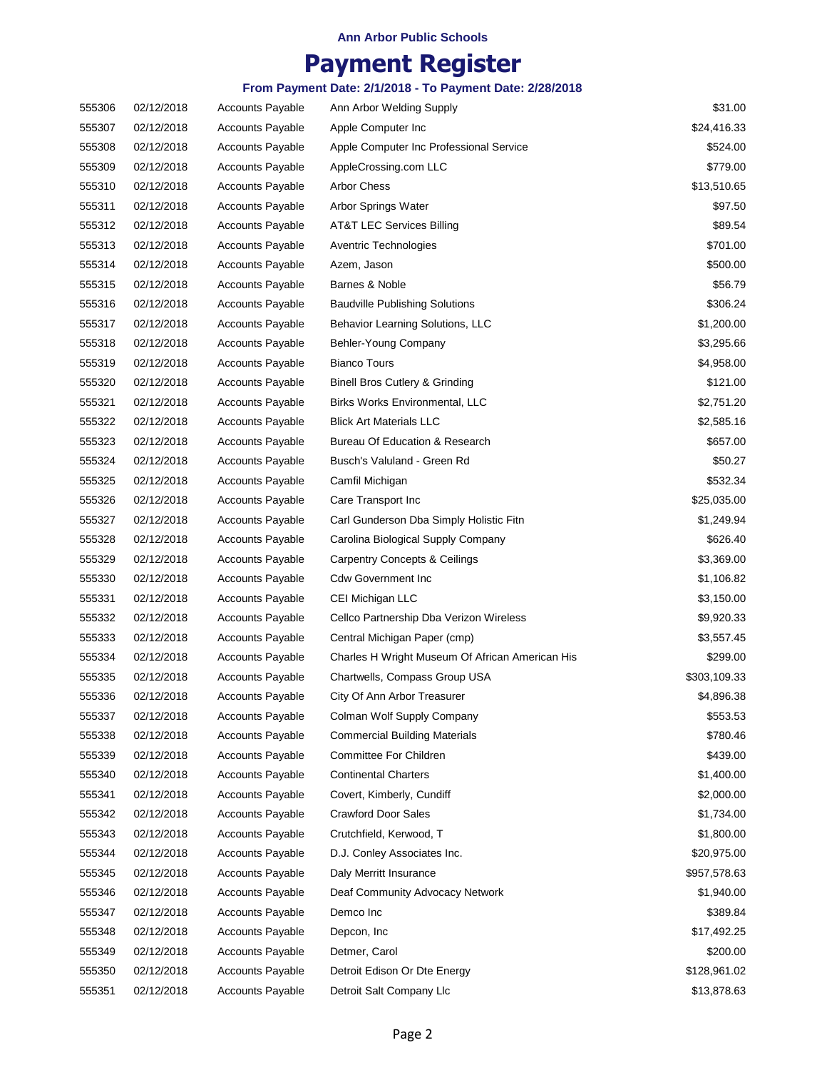**Ann Arbor Public Schools**

# Payment Register

**From Payment Date: 2/1/2018 - To Payment Date: 2/28/2018**

| | | | | |
|---|---|---|---|---|
| 555306 | 02/12/2018 | Accounts Payable | Ann Arbor Welding Supply | $31.00 |
| 555307 | 02/12/2018 | Accounts Payable | Apple Computer Inc | $24,416.33 |
| 555308 | 02/12/2018 | Accounts Payable | Apple Computer Inc Professional Service | $524.00 |
| 555309 | 02/12/2018 | Accounts Payable | AppleCrossing.com LLC | $779.00 |
| 555310 | 02/12/2018 | Accounts Payable | Arbor Chess | $13,510.65 |
| 555311 | 02/12/2018 | Accounts Payable | Arbor Springs Water | $97.50 |
| 555312 | 02/12/2018 | Accounts Payable | AT&T LEC Services Billing | $89.54 |
| 555313 | 02/12/2018 | Accounts Payable | Aventric Technologies | $701.00 |
| 555314 | 02/12/2018 | Accounts Payable | Azem, Jason | $500.00 |
| 555315 | 02/12/2018 | Accounts Payable | Barnes & Noble | $56.79 |
| 555316 | 02/12/2018 | Accounts Payable | Baudville Publishing Solutions | $306.24 |
| 555317 | 02/12/2018 | Accounts Payable | Behavior Learning Solutions, LLC | $1,200.00 |
| 555318 | 02/12/2018 | Accounts Payable | Behler-Young Company | $3,295.66 |
| 555319 | 02/12/2018 | Accounts Payable | Bianco Tours | $4,958.00 |
| 555320 | 02/12/2018 | Accounts Payable | Binell Bros Cutlery & Grinding | $121.00 |
| 555321 | 02/12/2018 | Accounts Payable | Birks Works Environmental, LLC | $2,751.20 |
| 555322 | 02/12/2018 | Accounts Payable | Blick Art Materials LLC | $2,585.16 |
| 555323 | 02/12/2018 | Accounts Payable | Bureau Of Education & Research | $657.00 |
| 555324 | 02/12/2018 | Accounts Payable | Busch's Valuland - Green Rd | $50.27 |
| 555325 | 02/12/2018 | Accounts Payable | Camfil Michigan | $532.34 |
| 555326 | 02/12/2018 | Accounts Payable | Care Transport Inc | $25,035.00 |
| 555327 | 02/12/2018 | Accounts Payable | Carl Gunderson Dba Simply Holistic Fitn | $1,249.94 |
| 555328 | 02/12/2018 | Accounts Payable | Carolina Biological Supply Company | $626.40 |
| 555329 | 02/12/2018 | Accounts Payable | Carpentry Concepts & Ceilings | $3,369.00 |
| 555330 | 02/12/2018 | Accounts Payable | Cdw Government Inc | $1,106.82 |
| 555331 | 02/12/2018 | Accounts Payable | CEI Michigan LLC | $3,150.00 |
| 555332 | 02/12/2018 | Accounts Payable | Cellco Partnership Dba Verizon Wireless | $9,920.33 |
| 555333 | 02/12/2018 | Accounts Payable | Central Michigan Paper (cmp) | $3,557.45 |
| 555334 | 02/12/2018 | Accounts Payable | Charles H Wright Museum Of African American His | $299.00 |
| 555335 | 02/12/2018 | Accounts Payable | Chartwells, Compass Group USA | $303,109.33 |
| 555336 | 02/12/2018 | Accounts Payable | City Of Ann Arbor Treasurer | $4,896.38 |
| 555337 | 02/12/2018 | Accounts Payable | Colman Wolf Supply Company | $553.53 |
| 555338 | 02/12/2018 | Accounts Payable | Commercial Building Materials | $780.46 |
| 555339 | 02/12/2018 | Accounts Payable | Committee For Children | $439.00 |
| 555340 | 02/12/2018 | Accounts Payable | Continental Charters | $1,400.00 |
| 555341 | 02/12/2018 | Accounts Payable | Covert, Kimberly, Cundiff | $2,000.00 |
| 555342 | 02/12/2018 | Accounts Payable | Crawford Door Sales | $1,734.00 |
| 555343 | 02/12/2018 | Accounts Payable | Crutchfield, Kerwood, T | $1,800.00 |
| 555344 | 02/12/2018 | Accounts Payable | D.J. Conley Associates Inc. | $20,975.00 |
| 555345 | 02/12/2018 | Accounts Payable | Daly Merritt Insurance | $957,578.63 |
| 555346 | 02/12/2018 | Accounts Payable | Deaf Community Advocacy Network | $1,940.00 |
| 555347 | 02/12/2018 | Accounts Payable | Demco Inc | $389.84 |
| 555348 | 02/12/2018 | Accounts Payable | Depcon, Inc | $17,492.25 |
| 555349 | 02/12/2018 | Accounts Payable | Detmer, Carol | $200.00 |
| 555350 | 02/12/2018 | Accounts Payable | Detroit Edison Or Dte Energy | $128,961.02 |
| 555351 | 02/12/2018 | Accounts Payable | Detroit Salt Company Llc | $13,878.63 |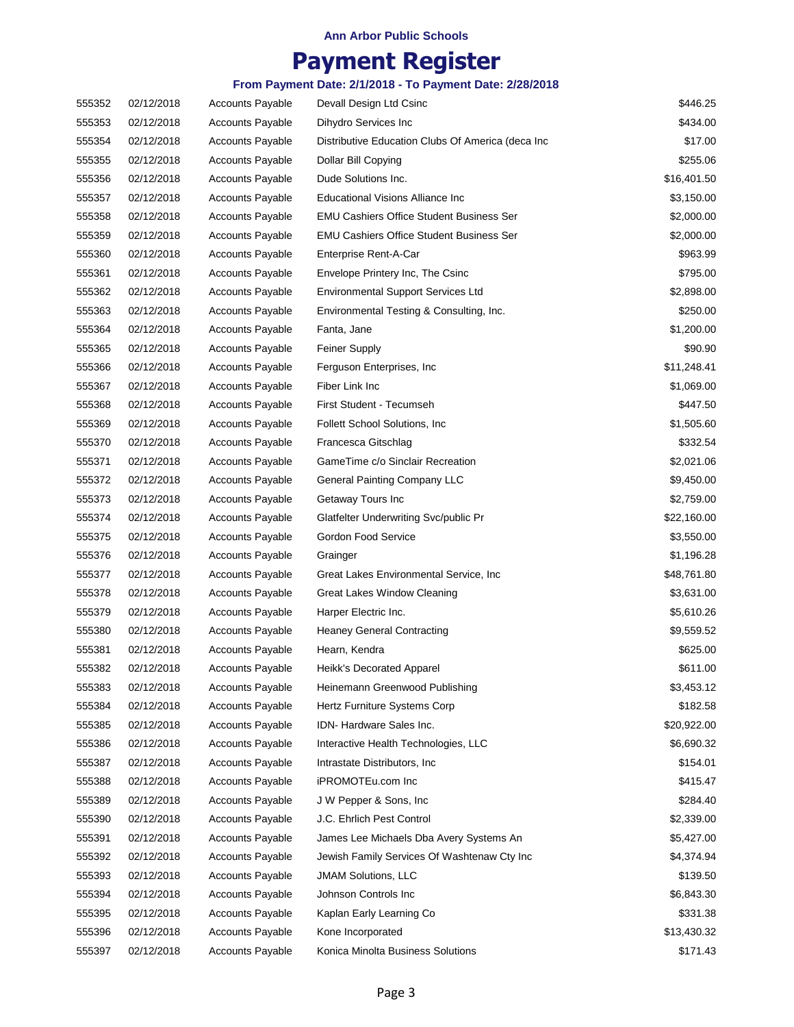**Ann Arbor Public Schools**

# Payment Register

**From Payment Date: 2/1/2018 - To Payment Date: 2/28/2018**

| | | | | |
|---|---|---|---|---|
| 555352 | 02/12/2018 | Accounts Payable | Devall Design Ltd Csinc | $446.25 |
| 555353 | 02/12/2018 | Accounts Payable | Dihydro Services Inc | $434.00 |
| 555354 | 02/12/2018 | Accounts Payable | Distributive Education Clubs Of America (deca Inc | $17.00 |
| 555355 | 02/12/2018 | Accounts Payable | Dollar Bill Copying | $255.06 |
| 555356 | 02/12/2018 | Accounts Payable | Dude Solutions Inc. | $16,401.50 |
| 555357 | 02/12/2018 | Accounts Payable | Educational Visions Alliance Inc | $3,150.00 |
| 555358 | 02/12/2018 | Accounts Payable | EMU Cashiers Office Student Business Ser | $2,000.00 |
| 555359 | 02/12/2018 | Accounts Payable | EMU Cashiers Office Student Business Ser | $2,000.00 |
| 555360 | 02/12/2018 | Accounts Payable | Enterprise Rent-A-Car | $963.99 |
| 555361 | 02/12/2018 | Accounts Payable | Envelope Printery Inc, The Csinc | $795.00 |
| 555362 | 02/12/2018 | Accounts Payable | Environmental Support Services Ltd | $2,898.00 |
| 555363 | 02/12/2018 | Accounts Payable | Environmental Testing & Consulting, Inc. | $250.00 |
| 555364 | 02/12/2018 | Accounts Payable | Fanta, Jane | $1,200.00 |
| 555365 | 02/12/2018 | Accounts Payable | Feiner Supply | $90.90 |
| 555366 | 02/12/2018 | Accounts Payable | Ferguson Enterprises, Inc | $11,248.41 |
| 555367 | 02/12/2018 | Accounts Payable | Fiber Link Inc | $1,069.00 |
| 555368 | 02/12/2018 | Accounts Payable | First Student - Tecumseh | $447.50 |
| 555369 | 02/12/2018 | Accounts Payable | Follett School Solutions, Inc | $1,505.60 |
| 555370 | 02/12/2018 | Accounts Payable | Francesca Gitschlag | $332.54 |
| 555371 | 02/12/2018 | Accounts Payable | GameTime c/o Sinclair Recreation | $2,021.06 |
| 555372 | 02/12/2018 | Accounts Payable | General Painting Company LLC | $9,450.00 |
| 555373 | 02/12/2018 | Accounts Payable | Getaway Tours Inc | $2,759.00 |
| 555374 | 02/12/2018 | Accounts Payable | Glatfelter Underwriting Svc/public Pr | $22,160.00 |
| 555375 | 02/12/2018 | Accounts Payable | Gordon Food Service | $3,550.00 |
| 555376 | 02/12/2018 | Accounts Payable | Grainger | $1,196.28 |
| 555377 | 02/12/2018 | Accounts Payable | Great Lakes Environmental Service, Inc | $48,761.80 |
| 555378 | 02/12/2018 | Accounts Payable | Great Lakes Window Cleaning | $3,631.00 |
| 555379 | 02/12/2018 | Accounts Payable | Harper Electric Inc. | $5,610.26 |
| 555380 | 02/12/2018 | Accounts Payable | Heaney General Contracting | $9,559.52 |
| 555381 | 02/12/2018 | Accounts Payable | Hearn, Kendra | $625.00 |
| 555382 | 02/12/2018 | Accounts Payable | Heikk's Decorated Apparel | $611.00 |
| 555383 | 02/12/2018 | Accounts Payable | Heinemann Greenwood Publishing | $3,453.12 |
| 555384 | 02/12/2018 | Accounts Payable | Hertz Furniture Systems Corp | $182.58 |
| 555385 | 02/12/2018 | Accounts Payable | IDN- Hardware Sales Inc. | $20,922.00 |
| 555386 | 02/12/2018 | Accounts Payable | Interactive Health Technologies, LLC | $6,690.32 |
| 555387 | 02/12/2018 | Accounts Payable | Intrastate Distributors, Inc | $154.01 |
| 555388 | 02/12/2018 | Accounts Payable | iPROMOTEu.com Inc | $415.47 |
| 555389 | 02/12/2018 | Accounts Payable | J W Pepper & Sons, Inc | $284.40 |
| 555390 | 02/12/2018 | Accounts Payable | J.C. Ehrlich Pest Control | $2,339.00 |
| 555391 | 02/12/2018 | Accounts Payable | James Lee Michaels Dba Avery Systems An | $5,427.00 |
| 555392 | 02/12/2018 | Accounts Payable | Jewish Family Services Of Washtenaw Cty Inc | $4,374.94 |
| 555393 | 02/12/2018 | Accounts Payable | JMAM Solutions, LLC | $139.50 |
| 555394 | 02/12/2018 | Accounts Payable | Johnson Controls Inc | $6,843.30 |
| 555395 | 02/12/2018 | Accounts Payable | Kaplan Early Learning Co | $331.38 |
| 555396 | 02/12/2018 | Accounts Payable | Kone Incorporated | $13,430.32 |
| 555397 | 02/12/2018 | Accounts Payable | Konica Minolta Business Solutions | $171.43 |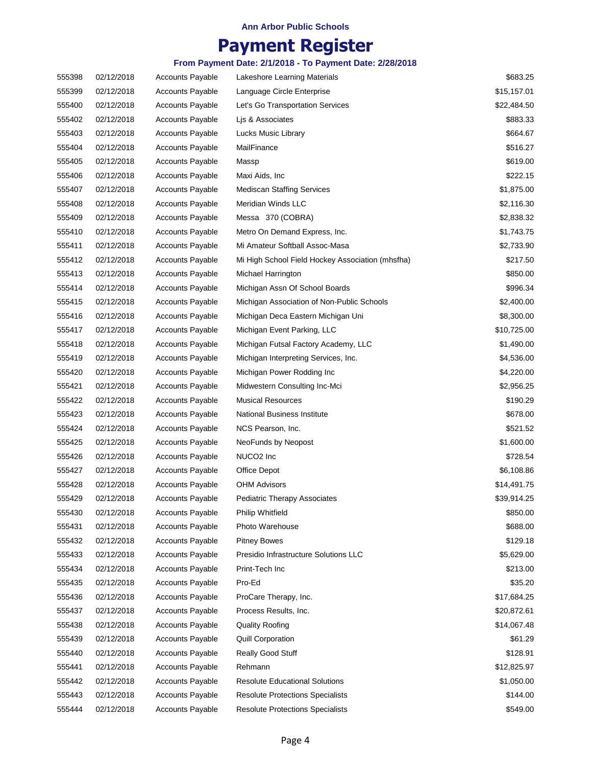Ann Arbor Public Schools

# Payment Register

### From Payment Date: 2/1/2018 - To Payment Date: 2/28/2018

| | | | | |
|---|---|---|---|---|
| 555398 | 02/12/2018 | Accounts Payable | Lakeshore Learning Materials | $683.25 |
| 555399 | 02/12/2018 | Accounts Payable | Language Circle Enterprise | $15,157.01 |
| 555400 | 02/12/2018 | Accounts Payable | Let's Go Transportation Services | $22,484.50 |
| 555402 | 02/12/2018 | Accounts Payable | Ljs & Associates | $883.33 |
| 555403 | 02/12/2018 | Accounts Payable | Lucks Music Library | $664.67 |
| 555404 | 02/12/2018 | Accounts Payable | MailFinance | $516.27 |
| 555405 | 02/12/2018 | Accounts Payable | Massp | $619.00 |
| 555406 | 02/12/2018 | Accounts Payable | Maxi Aids, Inc | $222.15 |
| 555407 | 02/12/2018 | Accounts Payable | Mediscan Staffing Services | $1,875.00 |
| 555408 | 02/12/2018 | Accounts Payable | Meridian Winds LLC | $2,116.30 |
| 555409 | 02/12/2018 | Accounts Payable | Messa 370 (COBRA) | $2,838.32 |
| 555410 | 02/12/2018 | Accounts Payable | Metro On Demand Express, Inc. | $1,743.75 |
| 555411 | 02/12/2018 | Accounts Payable | Mi Amateur Softball Assoc-Masa | $2,733.90 |
| 555412 | 02/12/2018 | Accounts Payable | Mi High School Field Hockey Association (mhsfha) | $217.50 |
| 555413 | 02/12/2018 | Accounts Payable | Michael Harrington | $850.00 |
| 555414 | 02/12/2018 | Accounts Payable | Michigan Assn Of School Boards | $996.34 |
| 555415 | 02/12/2018 | Accounts Payable | Michigan Association of Non-Public Schools | $2,400.00 |
| 555416 | 02/12/2018 | Accounts Payable | Michigan Deca Eastern Michigan Uni | $8,300.00 |
| 555417 | 02/12/2018 | Accounts Payable | Michigan Event Parking, LLC | $10,725.00 |
| 555418 | 02/12/2018 | Accounts Payable | Michigan Futsal Factory Academy, LLC | $1,490.00 |
| 555419 | 02/12/2018 | Accounts Payable | Michigan Interpreting Services, Inc. | $4,536.00 |
| 555420 | 02/12/2018 | Accounts Payable | Michigan Power Rodding Inc | $4,220.00 |
| 555421 | 02/12/2018 | Accounts Payable | Midwestern Consulting Inc-Mci | $2,956.25 |
| 555422 | 02/12/2018 | Accounts Payable | Musical Resources | $190.29 |
| 555423 | 02/12/2018 | Accounts Payable | National Business Institute | $678.00 |
| 555424 | 02/12/2018 | Accounts Payable | NCS Pearson, Inc. | $521.52 |
| 555425 | 02/12/2018 | Accounts Payable | NeoFunds by Neopost | $1,600.00 |
| 555426 | 02/12/2018 | Accounts Payable | NUCO2 Inc | $728.54 |
| 555427 | 02/12/2018 | Accounts Payable | Office Depot | $6,108.86 |
| 555428 | 02/12/2018 | Accounts Payable | OHM Advisors | $14,491.75 |
| 555429 | 02/12/2018 | Accounts Payable | Pediatric Therapy Associates | $39,914.25 |
| 555430 | 02/12/2018 | Accounts Payable | Philip Whitfield | $850.00 |
| 555431 | 02/12/2018 | Accounts Payable | Photo Warehouse | $688.00 |
| 555432 | 02/12/2018 | Accounts Payable | Pitney Bowes | $129.18 |
| 555433 | 02/12/2018 | Accounts Payable | Presidio Infrastructure Solutions LLC | $5,629.00 |
| 555434 | 02/12/2018 | Accounts Payable | Print-Tech Inc | $213.00 |
| 555435 | 02/12/2018 | Accounts Payable | Pro-Ed | $35.20 |
| 555436 | 02/12/2018 | Accounts Payable | ProCare Therapy, Inc. | $17,684.25 |
| 555437 | 02/12/2018 | Accounts Payable | Process Results, Inc. | $20,872.61 |
| 555438 | 02/12/2018 | Accounts Payable | Quality Roofing | $14,067.48 |
| 555439 | 02/12/2018 | Accounts Payable | Quill Corporation | $61.29 |
| 555440 | 02/12/2018 | Accounts Payable | Really Good Stuff | $128.91 |
| 555441 | 02/12/2018 | Accounts Payable | Rehmann | $12,825.97 |
| 555442 | 02/12/2018 | Accounts Payable | Resolute Educational Solutions | $1,050.00 |
| 555443 | 02/12/2018 | Accounts Payable | Resolute Protections Specialists | $144.00 |
| 555444 | 02/12/2018 | Accounts Payable | Resolute Protections Specialists | $549.00 |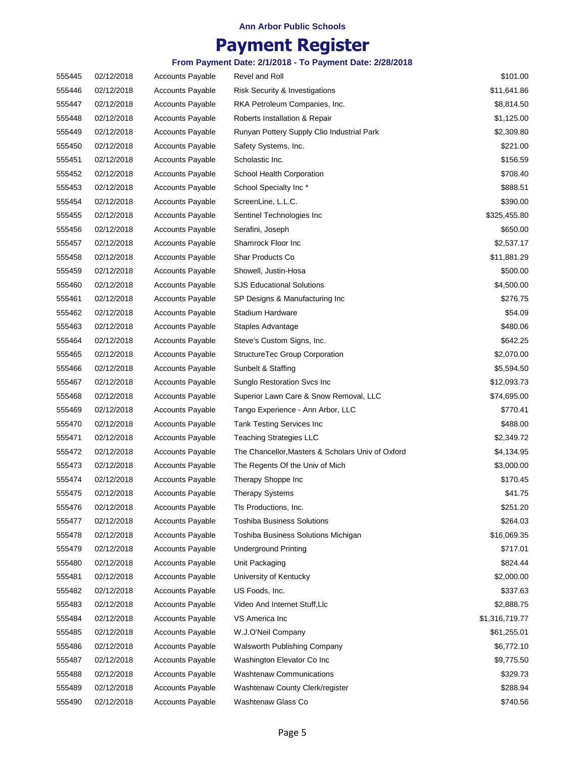Ann Arbor Public Schools

# Payment Register

### From Payment Date: 2/1/2018 - To Payment Date: 2/28/2018

| | | | | |
|---|---|---|---|---|
| 555445 | 02/12/2018 | Accounts Payable | Revel and Roll | $101.00 |
| 555446 | 02/12/2018 | Accounts Payable | Risk Security & Investigations | $11,641.86 |
| 555447 | 02/12/2018 | Accounts Payable | RKA Petroleum Companies, Inc. | $8,814.50 |
| 555448 | 02/12/2018 | Accounts Payable | Roberts Installation & Repair | $1,125.00 |
| 555449 | 02/12/2018 | Accounts Payable | Runyan Pottery Supply Clio Industrial Park | $2,309.80 |
| 555450 | 02/12/2018 | Accounts Payable | Safety Systems, Inc. | $221.00 |
| 555451 | 02/12/2018 | Accounts Payable | Scholastic Inc. | $156.59 |
| 555452 | 02/12/2018 | Accounts Payable | School Health Corporation | $708.40 |
| 555453 | 02/12/2018 | Accounts Payable | School Specialty Inc * | $888.51 |
| 555454 | 02/12/2018 | Accounts Payable | ScreenLine, L.L.C. | $390.00 |
| 555455 | 02/12/2018 | Accounts Payable | Sentinel Technologies Inc | $325,455.80 |
| 555456 | 02/12/2018 | Accounts Payable | Serafini, Joseph | $650.00 |
| 555457 | 02/12/2018 | Accounts Payable | Shamrock Floor Inc | $2,537.17 |
| 555458 | 02/12/2018 | Accounts Payable | Shar Products Co | $11,881.29 |
| 555459 | 02/12/2018 | Accounts Payable | Showell, Justin-Hosa | $500.00 |
| 555460 | 02/12/2018 | Accounts Payable | SJS Educational Solutions | $4,500.00 |
| 555461 | 02/12/2018 | Accounts Payable | SP Designs & Manufacturing Inc | $276.75 |
| 555462 | 02/12/2018 | Accounts Payable | Stadium Hardware | $54.09 |
| 555463 | 02/12/2018 | Accounts Payable | Staples Advantage | $480.06 |
| 555464 | 02/12/2018 | Accounts Payable | Steve's Custom Signs, Inc. | $642.25 |
| 555465 | 02/12/2018 | Accounts Payable | StructureTec Group Corporation | $2,070.00 |
| 555466 | 02/12/2018 | Accounts Payable | Sunbelt & Staffing | $5,594.50 |
| 555467 | 02/12/2018 | Accounts Payable | Sunglo Restoration Svcs Inc | $12,093.73 |
| 555468 | 02/12/2018 | Accounts Payable | Superior Lawn Care & Snow Removal, LLC | $74,695.00 |
| 555469 | 02/12/2018 | Accounts Payable | Tango Experience - Ann Arbor, LLC | $770.41 |
| 555470 | 02/12/2018 | Accounts Payable | Tank Testing Services Inc | $488.00 |
| 555471 | 02/12/2018 | Accounts Payable | Teaching Strategies LLC | $2,349.72 |
| 555472 | 02/12/2018 | Accounts Payable | The Chancellor,Masters & Scholars Univ of Oxford | $4,134.95 |
| 555473 | 02/12/2018 | Accounts Payable | The Regents Of the Univ of Mich | $3,000.00 |
| 555474 | 02/12/2018 | Accounts Payable | Therapy Shoppe Inc | $170.45 |
| 555475 | 02/12/2018 | Accounts Payable | Therapy Systems | $41.75 |
| 555476 | 02/12/2018 | Accounts Payable | Tls Productions, Inc. | $251.20 |
| 555477 | 02/12/2018 | Accounts Payable | Toshiba Business Solutions | $264.03 |
| 555478 | 02/12/2018 | Accounts Payable | Toshiba Business Solutions Michigan | $16,069.35 |
| 555479 | 02/12/2018 | Accounts Payable | Underground Printing | $717.01 |
| 555480 | 02/12/2018 | Accounts Payable | Unit Packaging | $824.44 |
| 555481 | 02/12/2018 | Accounts Payable | University of Kentucky | $2,000.00 |
| 555482 | 02/12/2018 | Accounts Payable | US Foods, Inc. | $337.63 |
| 555483 | 02/12/2018 | Accounts Payable | Video And Internet Stuff,Llc | $2,888.75 |
| 555484 | 02/12/2018 | Accounts Payable | VS America Inc | $1,316,719.77 |
| 555485 | 02/12/2018 | Accounts Payable | W.J.O'Neil Company | $61,255.01 |
| 555486 | 02/12/2018 | Accounts Payable | Walsworth Publishing Company | $6,772.10 |
| 555487 | 02/12/2018 | Accounts Payable | Washington Elevator Co Inc | $9,775.50 |
| 555488 | 02/12/2018 | Accounts Payable | Washtenaw Communications | $329.73 |
| 555489 | 02/12/2018 | Accounts Payable | Washtenaw County Clerk/register | $288.94 |
| 555490 | 02/12/2018 | Accounts Payable | Washtenaw Glass Co | $740.56 |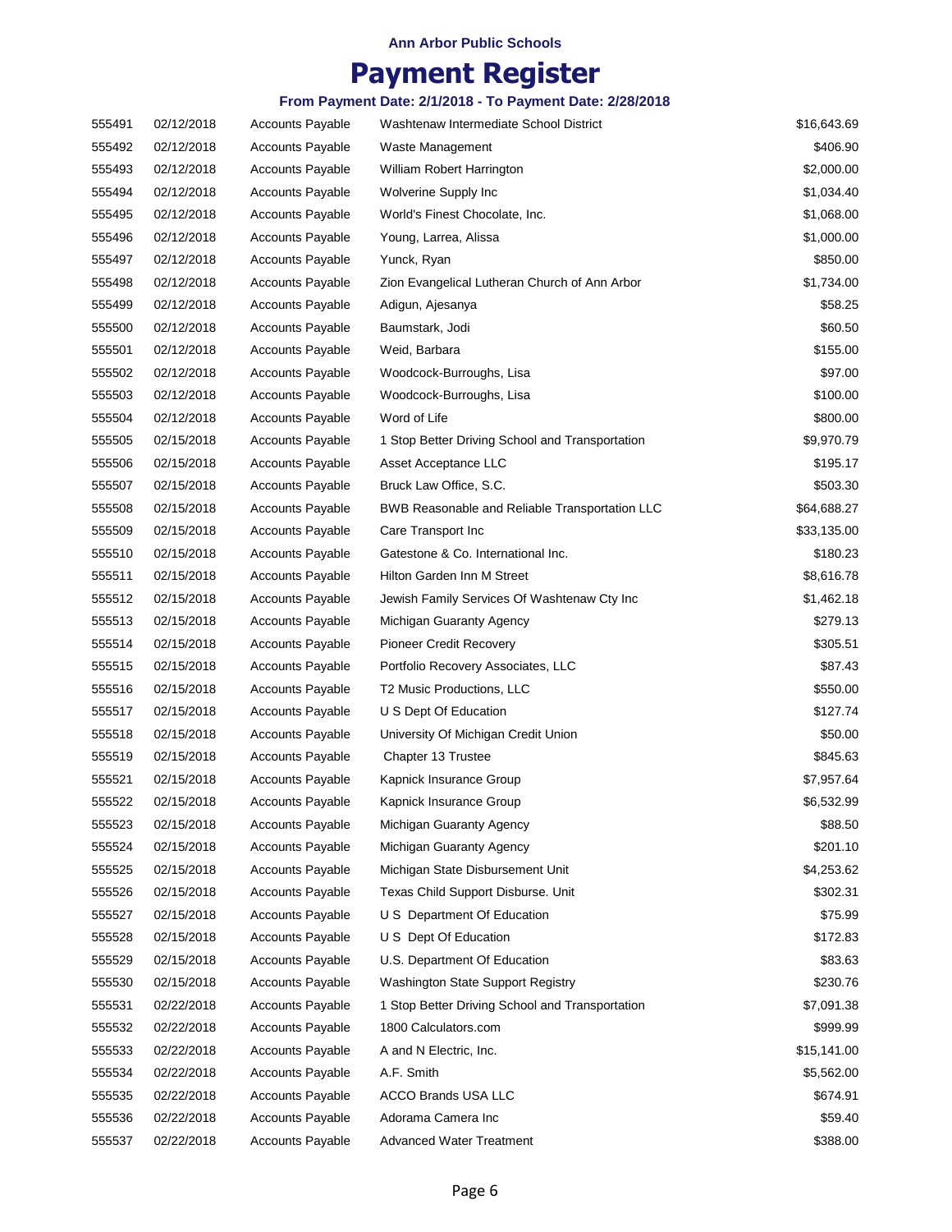Ann Arbor Public Schools

# Payment Register

### From Payment Date: 2/1/2018 - To Payment Date: 2/28/2018

| | | | | |
|---|---|---|---|---|
| 555491 | 02/12/2018 | Accounts Payable | Washtenaw Intermediate School District | $16,643.69 |
| 555492 | 02/12/2018 | Accounts Payable | Waste Management | $406.90 |
| 555493 | 02/12/2018 | Accounts Payable | William Robert Harrington | $2,000.00 |
| 555494 | 02/12/2018 | Accounts Payable | Wolverine Supply Inc | $1,034.40 |
| 555495 | 02/12/2018 | Accounts Payable | World's Finest Chocolate, Inc. | $1,068.00 |
| 555496 | 02/12/2018 | Accounts Payable | Young, Larrea, Alissa | $1,000.00 |
| 555497 | 02/12/2018 | Accounts Payable | Yunck, Ryan | $850.00 |
| 555498 | 02/12/2018 | Accounts Payable | Zion Evangelical Lutheran Church of Ann Arbor | $1,734.00 |
| 555499 | 02/12/2018 | Accounts Payable | Adigun, Ajesanya | $58.25 |
| 555500 | 02/12/2018 | Accounts Payable | Baumstark, Jodi | $60.50 |
| 555501 | 02/12/2018 | Accounts Payable | Weid, Barbara | $155.00 |
| 555502 | 02/12/2018 | Accounts Payable | Woodcock-Burroughs, Lisa | $97.00 |
| 555503 | 02/12/2018 | Accounts Payable | Woodcock-Burroughs, Lisa | $100.00 |
| 555504 | 02/12/2018 | Accounts Payable | Word of Life | $800.00 |
| 555505 | 02/15/2018 | Accounts Payable | 1 Stop Better Driving School and Transportation | $9,970.79 |
| 555506 | 02/15/2018 | Accounts Payable | Asset Acceptance LLC | $195.17 |
| 555507 | 02/15/2018 | Accounts Payable | Bruck Law Office, S.C. | $503.30 |
| 555508 | 02/15/2018 | Accounts Payable | BWB Reasonable and Reliable Transportation LLC | $64,688.27 |
| 555509 | 02/15/2018 | Accounts Payable | Care Transport Inc | $33,135.00 |
| 555510 | 02/15/2018 | Accounts Payable | Gatestone & Co. International Inc. | $180.23 |
| 555511 | 02/15/2018 | Accounts Payable | Hilton Garden Inn M Street | $8,616.78 |
| 555512 | 02/15/2018 | Accounts Payable | Jewish Family Services Of Washtenaw Cty Inc | $1,462.18 |
| 555513 | 02/15/2018 | Accounts Payable | Michigan Guaranty Agency | $279.13 |
| 555514 | 02/15/2018 | Accounts Payable | Pioneer Credit Recovery | $305.51 |
| 555515 | 02/15/2018 | Accounts Payable | Portfolio Recovery Associates, LLC | $87.43 |
| 555516 | 02/15/2018 | Accounts Payable | T2 Music Productions, LLC | $550.00 |
| 555517 | 02/15/2018 | Accounts Payable | U S Dept Of Education | $127.74 |
| 555518 | 02/15/2018 | Accounts Payable | University Of Michigan Credit Union | $50.00 |
| 555519 | 02/15/2018 | Accounts Payable | Chapter 13 Trustee | $845.63 |
| 555521 | 02/15/2018 | Accounts Payable | Kapnick Insurance Group | $7,957.64 |
| 555522 | 02/15/2018 | Accounts Payable | Kapnick Insurance Group | $6,532.99 |
| 555523 | 02/15/2018 | Accounts Payable | Michigan Guaranty Agency | $88.50 |
| 555524 | 02/15/2018 | Accounts Payable | Michigan Guaranty Agency | $201.10 |
| 555525 | 02/15/2018 | Accounts Payable | Michigan State Disbursement Unit | $4,253.62 |
| 555526 | 02/15/2018 | Accounts Payable | Texas Child Support Disburse. Unit | $302.31 |
| 555527 | 02/15/2018 | Accounts Payable | U S Department Of Education | $75.99 |
| 555528 | 02/15/2018 | Accounts Payable | U S Dept Of Education | $172.83 |
| 555529 | 02/15/2018 | Accounts Payable | U.S. Department Of Education | $83.63 |
| 555530 | 02/15/2018 | Accounts Payable | Washington State Support Registry | $230.76 |
| 555531 | 02/22/2018 | Accounts Payable | 1 Stop Better Driving School and Transportation | $7,091.38 |
| 555532 | 02/22/2018 | Accounts Payable | 1800 Calculators.com | $999.99 |
| 555533 | 02/22/2018 | Accounts Payable | A and N Electric, Inc. | $15,141.00 |
| 555534 | 02/22/2018 | Accounts Payable | A.F. Smith | $5,562.00 |
| 555535 | 02/22/2018 | Accounts Payable | ACCO Brands USA LLC | $674.91 |
| 555536 | 02/22/2018 | Accounts Payable | Adorama Camera Inc | $59.40 |
| 555537 | 02/22/2018 | Accounts Payable | Advanced Water Treatment | $388.00 |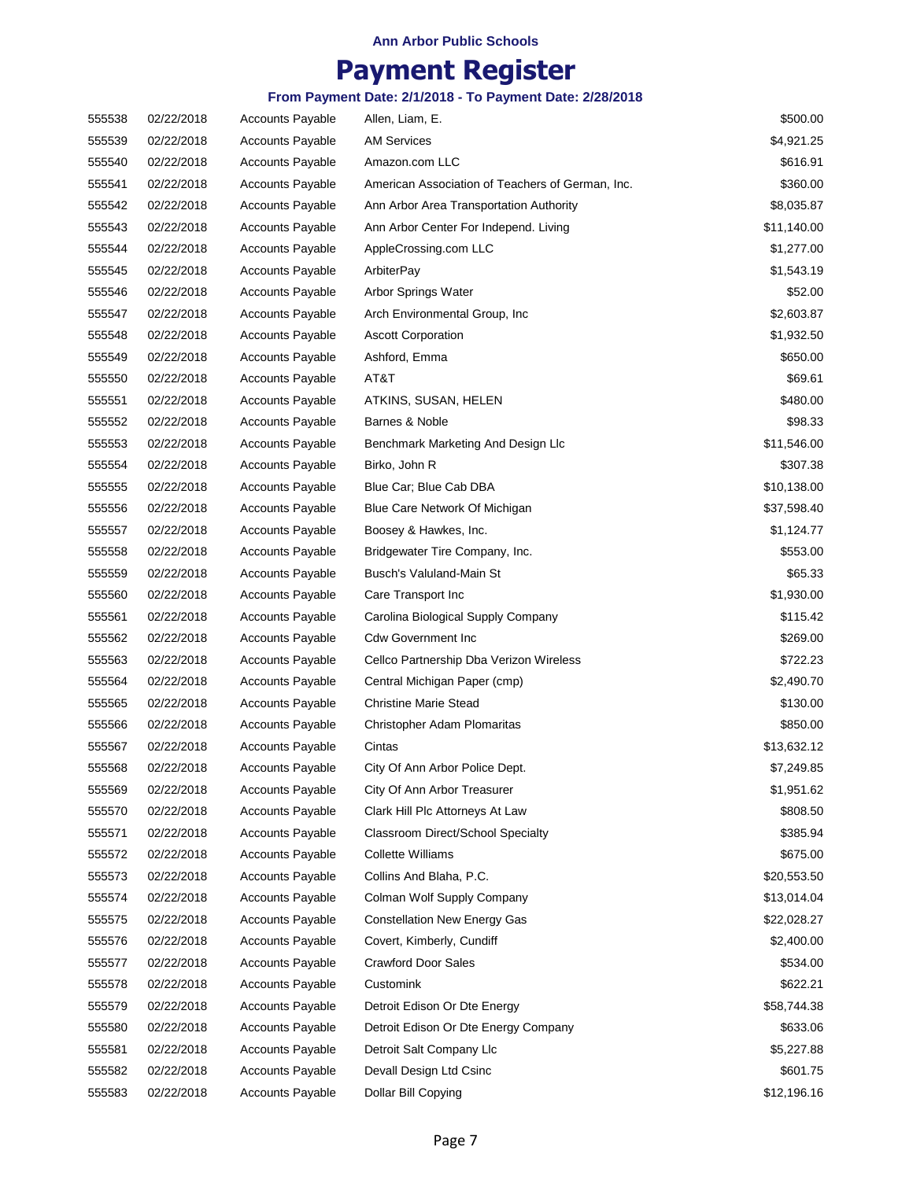**Ann Arbor Public Schools**

# Payment Register

**From Payment Date: 2/1/2018 - To Payment Date: 2/28/2018**

| | | | | |
|---|---|---|---|---|
| 555538 | 02/22/2018 | Accounts Payable | Allen, Liam, E. | $500.00 |
| 555539 | 02/22/2018 | Accounts Payable | AM Services | $4,921.25 |
| 555540 | 02/22/2018 | Accounts Payable | Amazon.com LLC | $616.91 |
| 555541 | 02/22/2018 | Accounts Payable | American Association of Teachers of German, Inc. | $360.00 |
| 555542 | 02/22/2018 | Accounts Payable | Ann Arbor Area Transportation Authority | $8,035.87 |
| 555543 | 02/22/2018 | Accounts Payable | Ann Arbor Center For Independ. Living | $11,140.00 |
| 555544 | 02/22/2018 | Accounts Payable | AppleCrossing.com LLC | $1,277.00 |
| 555545 | 02/22/2018 | Accounts Payable | ArbiterPay | $1,543.19 |
| 555546 | 02/22/2018 | Accounts Payable | Arbor Springs Water | $52.00 |
| 555547 | 02/22/2018 | Accounts Payable | Arch Environmental Group, Inc | $2,603.87 |
| 555548 | 02/22/2018 | Accounts Payable | Ascott Corporation | $1,932.50 |
| 555549 | 02/22/2018 | Accounts Payable | Ashford, Emma | $650.00 |
| 555550 | 02/22/2018 | Accounts Payable | AT&T | $69.61 |
| 555551 | 02/22/2018 | Accounts Payable | ATKINS, SUSAN, HELEN | $480.00 |
| 555552 | 02/22/2018 | Accounts Payable | Barnes & Noble | $98.33 |
| 555553 | 02/22/2018 | Accounts Payable | Benchmark Marketing And Design Llc | $11,546.00 |
| 555554 | 02/22/2018 | Accounts Payable | Birko, John R | $307.38 |
| 555555 | 02/22/2018 | Accounts Payable | Blue Car; Blue Cab DBA | $10,138.00 |
| 555556 | 02/22/2018 | Accounts Payable | Blue Care Network Of Michigan | $37,598.40 |
| 555557 | 02/22/2018 | Accounts Payable | Boosey & Hawkes, Inc. | $1,124.77 |
| 555558 | 02/22/2018 | Accounts Payable | Bridgewater Tire Company, Inc. | $553.00 |
| 555559 | 02/22/2018 | Accounts Payable | Busch's Valuland-Main St | $65.33 |
| 555560 | 02/22/2018 | Accounts Payable | Care Transport Inc | $1,930.00 |
| 555561 | 02/22/2018 | Accounts Payable | Carolina Biological Supply Company | $115.42 |
| 555562 | 02/22/2018 | Accounts Payable | Cdw Government Inc | $269.00 |
| 555563 | 02/22/2018 | Accounts Payable | Cellco Partnership Dba Verizon Wireless | $722.23 |
| 555564 | 02/22/2018 | Accounts Payable | Central Michigan Paper (cmp) | $2,490.70 |
| 555565 | 02/22/2018 | Accounts Payable | Christine Marie Stead | $130.00 |
| 555566 | 02/22/2018 | Accounts Payable | Christopher Adam Plomaritas | $850.00 |
| 555567 | 02/22/2018 | Accounts Payable | Cintas | $13,632.12 |
| 555568 | 02/22/2018 | Accounts Payable | City Of Ann Arbor Police Dept. | $7,249.85 |
| 555569 | 02/22/2018 | Accounts Payable | City Of Ann Arbor Treasurer | $1,951.62 |
| 555570 | 02/22/2018 | Accounts Payable | Clark Hill Plc Attorneys At Law | $808.50 |
| 555571 | 02/22/2018 | Accounts Payable | Classroom Direct/School Specialty | $385.94 |
| 555572 | 02/22/2018 | Accounts Payable | Collette Williams | $675.00 |
| 555573 | 02/22/2018 | Accounts Payable | Collins And Blaha, P.C. | $20,553.50 |
| 555574 | 02/22/2018 | Accounts Payable | Colman Wolf Supply Company | $13,014.04 |
| 555575 | 02/22/2018 | Accounts Payable | Constellation New Energy Gas | $22,028.27 |
| 555576 | 02/22/2018 | Accounts Payable | Covert, Kimberly, Cundiff | $2,400.00 |
| 555577 | 02/22/2018 | Accounts Payable | Crawford Door Sales | $534.00 |
| 555578 | 02/22/2018 | Accounts Payable | Customink | $622.21 |
| 555579 | 02/22/2018 | Accounts Payable | Detroit Edison Or Dte Energy | $58,744.38 |
| 555580 | 02/22/2018 | Accounts Payable | Detroit Edison Or Dte Energy Company | $633.06 |
| 555581 | 02/22/2018 | Accounts Payable | Detroit Salt Company Llc | $5,227.88 |
| 555582 | 02/22/2018 | Accounts Payable | Devall Design Ltd Csinc | $601.75 |
| 555583 | 02/22/2018 | Accounts Payable | Dollar Bill Copying | $12,196.16 |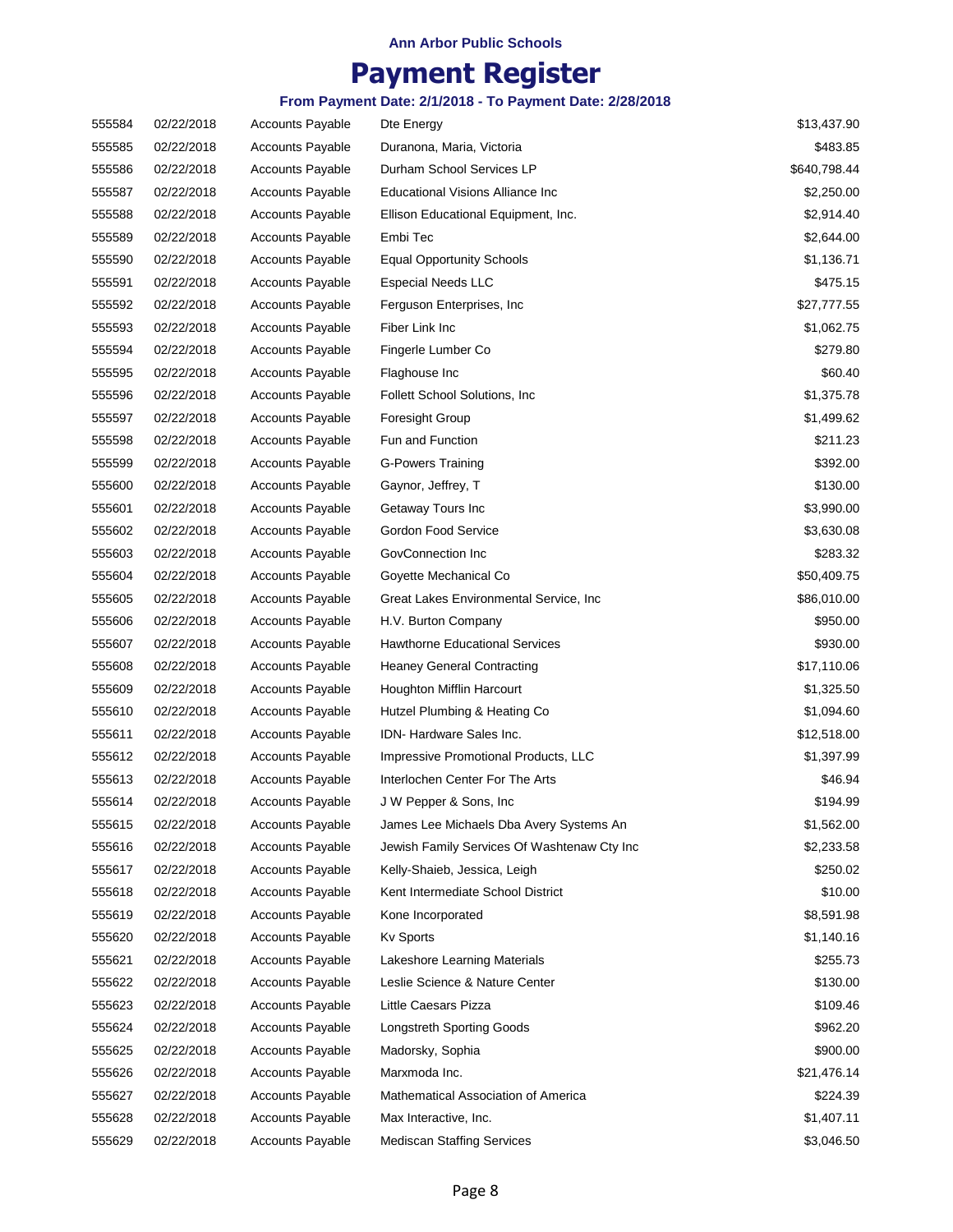**Ann Arbor Public Schools**

# Payment Register

**From Payment Date: 2/1/2018 - To Payment Date: 2/28/2018**

| | | | | |
|---|---|---|---|---|
| 555584 | 02/22/2018 | Accounts Payable | Dte Energy | $13,437.90 |
| 555585 | 02/22/2018 | Accounts Payable | Duranona, Maria, Victoria | $483.85 |
| 555586 | 02/22/2018 | Accounts Payable | Durham School Services LP | $640,798.44 |
| 555587 | 02/22/2018 | Accounts Payable | Educational Visions Alliance Inc | $2,250.00 |
| 555588 | 02/22/2018 | Accounts Payable | Ellison Educational Equipment, Inc. | $2,914.40 |
| 555589 | 02/22/2018 | Accounts Payable | Embi Tec | $2,644.00 |
| 555590 | 02/22/2018 | Accounts Payable | Equal Opportunity Schools | $1,136.71 |
| 555591 | 02/22/2018 | Accounts Payable | Especial Needs LLC | $475.15 |
| 555592 | 02/22/2018 | Accounts Payable | Ferguson Enterprises, Inc | $27,777.55 |
| 555593 | 02/22/2018 | Accounts Payable | Fiber Link Inc | $1,062.75 |
| 555594 | 02/22/2018 | Accounts Payable | Fingerle Lumber Co | $279.80 |
| 555595 | 02/22/2018 | Accounts Payable | Flaghouse Inc | $60.40 |
| 555596 | 02/22/2018 | Accounts Payable | Follett School Solutions, Inc | $1,375.78 |
| 555597 | 02/22/2018 | Accounts Payable | Foresight Group | $1,499.62 |
| 555598 | 02/22/2018 | Accounts Payable | Fun and Function | $211.23 |
| 555599 | 02/22/2018 | Accounts Payable | G-Powers Training | $392.00 |
| 555600 | 02/22/2018 | Accounts Payable | Gaynor, Jeffrey, T | $130.00 |
| 555601 | 02/22/2018 | Accounts Payable | Getaway Tours Inc | $3,990.00 |
| 555602 | 02/22/2018 | Accounts Payable | Gordon Food Service | $3,630.08 |
| 555603 | 02/22/2018 | Accounts Payable | GovConnection Inc | $283.32 |
| 555604 | 02/22/2018 | Accounts Payable | Goyette Mechanical Co | $50,409.75 |
| 555605 | 02/22/2018 | Accounts Payable | Great Lakes Environmental Service, Inc | $86,010.00 |
| 555606 | 02/22/2018 | Accounts Payable | H.V. Burton Company | $950.00 |
| 555607 | 02/22/2018 | Accounts Payable | Hawthorne Educational Services | $930.00 |
| 555608 | 02/22/2018 | Accounts Payable | Heaney General Contracting | $17,110.06 |
| 555609 | 02/22/2018 | Accounts Payable | Houghton Mifflin Harcourt | $1,325.50 |
| 555610 | 02/22/2018 | Accounts Payable | Hutzel Plumbing & Heating Co | $1,094.60 |
| 555611 | 02/22/2018 | Accounts Payable | IDN- Hardware Sales Inc. | $12,518.00 |
| 555612 | 02/22/2018 | Accounts Payable | Impressive Promotional Products, LLC | $1,397.99 |
| 555613 | 02/22/2018 | Accounts Payable | Interlochen Center For The Arts | $46.94 |
| 555614 | 02/22/2018 | Accounts Payable | J W Pepper & Sons, Inc | $194.99 |
| 555615 | 02/22/2018 | Accounts Payable | James Lee Michaels Dba Avery Systems An | $1,562.00 |
| 555616 | 02/22/2018 | Accounts Payable | Jewish Family Services Of Washtenaw Cty Inc | $2,233.58 |
| 555617 | 02/22/2018 | Accounts Payable | Kelly-Shaieb, Jessica, Leigh | $250.02 |
| 555618 | 02/22/2018 | Accounts Payable | Kent Intermediate School District | $10.00 |
| 555619 | 02/22/2018 | Accounts Payable | Kone Incorporated | $8,591.98 |
| 555620 | 02/22/2018 | Accounts Payable | Kv Sports | $1,140.16 |
| 555621 | 02/22/2018 | Accounts Payable | Lakeshore Learning Materials | $255.73 |
| 555622 | 02/22/2018 | Accounts Payable | Leslie Science & Nature Center | $130.00 |
| 555623 | 02/22/2018 | Accounts Payable | Little Caesars Pizza | $109.46 |
| 555624 | 02/22/2018 | Accounts Payable | Longstreth Sporting Goods | $962.20 |
| 555625 | 02/22/2018 | Accounts Payable | Madorsky, Sophia | $900.00 |
| 555626 | 02/22/2018 | Accounts Payable | Marxmoda Inc. | $21,476.14 |
| 555627 | 02/22/2018 | Accounts Payable | Mathematical Association of America | $224.39 |
| 555628 | 02/22/2018 | Accounts Payable | Max Interactive, Inc. | $1,407.11 |
| 555629 | 02/22/2018 | Accounts Payable | Mediscan Staffing Services | $3,046.50 |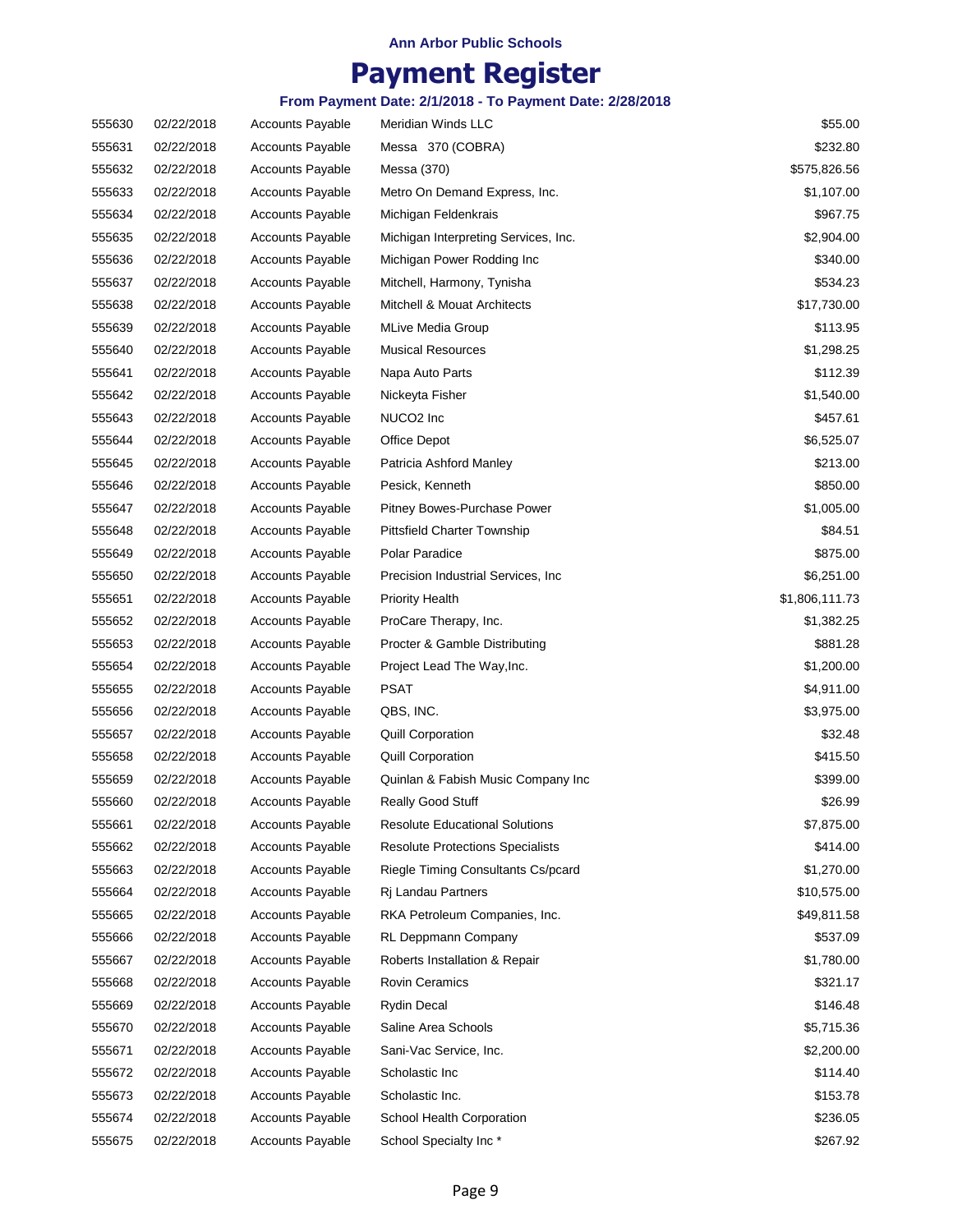**Ann Arbor Public Schools**

# Payment Register

**From Payment Date: 2/1/2018 - To Payment Date: 2/28/2018**

| | | | | |
|---|---|---|---|---|
| 555630 | 02/22/2018 | Accounts Payable | Meridian Winds LLC | $55.00 |
| 555631 | 02/22/2018 | Accounts Payable | Messa 370 (COBRA) | $232.80 |
| 555632 | 02/22/2018 | Accounts Payable | Messa (370) | $575,826.56 |
| 555633 | 02/22/2018 | Accounts Payable | Metro On Demand Express, Inc. | $1,107.00 |
| 555634 | 02/22/2018 | Accounts Payable | Michigan Feldenkrais | $967.75 |
| 555635 | 02/22/2018 | Accounts Payable | Michigan Interpreting Services, Inc. | $2,904.00 |
| 555636 | 02/22/2018 | Accounts Payable | Michigan Power Rodding Inc | $340.00 |
| 555637 | 02/22/2018 | Accounts Payable | Mitchell, Harmony, Tynisha | $534.23 |
| 555638 | 02/22/2018 | Accounts Payable | Mitchell & Mouat Architects | $17,730.00 |
| 555639 | 02/22/2018 | Accounts Payable | MLive Media Group | $113.95 |
| 555640 | 02/22/2018 | Accounts Payable | Musical Resources | $1,298.25 |
| 555641 | 02/22/2018 | Accounts Payable | Napa Auto Parts | $112.39 |
| 555642 | 02/22/2018 | Accounts Payable | Nickeyta Fisher | $1,540.00 |
| 555643 | 02/22/2018 | Accounts Payable | NUCO2 Inc | $457.61 |
| 555644 | 02/22/2018 | Accounts Payable | Office Depot | $6,525.07 |
| 555645 | 02/22/2018 | Accounts Payable | Patricia Ashford Manley | $213.00 |
| 555646 | 02/22/2018 | Accounts Payable | Pesick, Kenneth | $850.00 |
| 555647 | 02/22/2018 | Accounts Payable | Pitney Bowes-Purchase Power | $1,005.00 |
| 555648 | 02/22/2018 | Accounts Payable | Pittsfield Charter Township | $84.51 |
| 555649 | 02/22/2018 | Accounts Payable | Polar Paradice | $875.00 |
| 555650 | 02/22/2018 | Accounts Payable | Precision Industrial Services, Inc | $6,251.00 |
| 555651 | 02/22/2018 | Accounts Payable | Priority Health | $1,806,111.73 |
| 555652 | 02/22/2018 | Accounts Payable | ProCare Therapy, Inc. | $1,382.25 |
| 555653 | 02/22/2018 | Accounts Payable | Procter & Gamble Distributing | $881.28 |
| 555654 | 02/22/2018 | Accounts Payable | Project Lead The Way,Inc. | $1,200.00 |
| 555655 | 02/22/2018 | Accounts Payable | PSAT | $4,911.00 |
| 555656 | 02/22/2018 | Accounts Payable | QBS, INC. | $3,975.00 |
| 555657 | 02/22/2018 | Accounts Payable | Quill Corporation | $32.48 |
| 555658 | 02/22/2018 | Accounts Payable | Quill Corporation | $415.50 |
| 555659 | 02/22/2018 | Accounts Payable | Quinlan & Fabish Music Company Inc | $399.00 |
| 555660 | 02/22/2018 | Accounts Payable | Really Good Stuff | $26.99 |
| 555661 | 02/22/2018 | Accounts Payable | Resolute Educational Solutions | $7,875.00 |
| 555662 | 02/22/2018 | Accounts Payable | Resolute Protections Specialists | $414.00 |
| 555663 | 02/22/2018 | Accounts Payable | Riegle Timing Consultants Cs/pcard | $1,270.00 |
| 555664 | 02/22/2018 | Accounts Payable | Rj Landau Partners | $10,575.00 |
| 555665 | 02/22/2018 | Accounts Payable | RKA Petroleum Companies, Inc. | $49,811.58 |
| 555666 | 02/22/2018 | Accounts Payable | RL Deppmann Company | $537.09 |
| 555667 | 02/22/2018 | Accounts Payable | Roberts Installation & Repair | $1,780.00 |
| 555668 | 02/22/2018 | Accounts Payable | Rovin Ceramics | $321.17 |
| 555669 | 02/22/2018 | Accounts Payable | Rydin Decal | $146.48 |
| 555670 | 02/22/2018 | Accounts Payable | Saline Area Schools | $5,715.36 |
| 555671 | 02/22/2018 | Accounts Payable | Sani-Vac Service, Inc. | $2,200.00 |
| 555672 | 02/22/2018 | Accounts Payable | Scholastic Inc | $114.40 |
| 555673 | 02/22/2018 | Accounts Payable | Scholastic Inc. | $153.78 |
| 555674 | 02/22/2018 | Accounts Payable | School Health Corporation | $236.05 |
| 555675 | 02/22/2018 | Accounts Payable | School Specialty Inc * | $267.92 |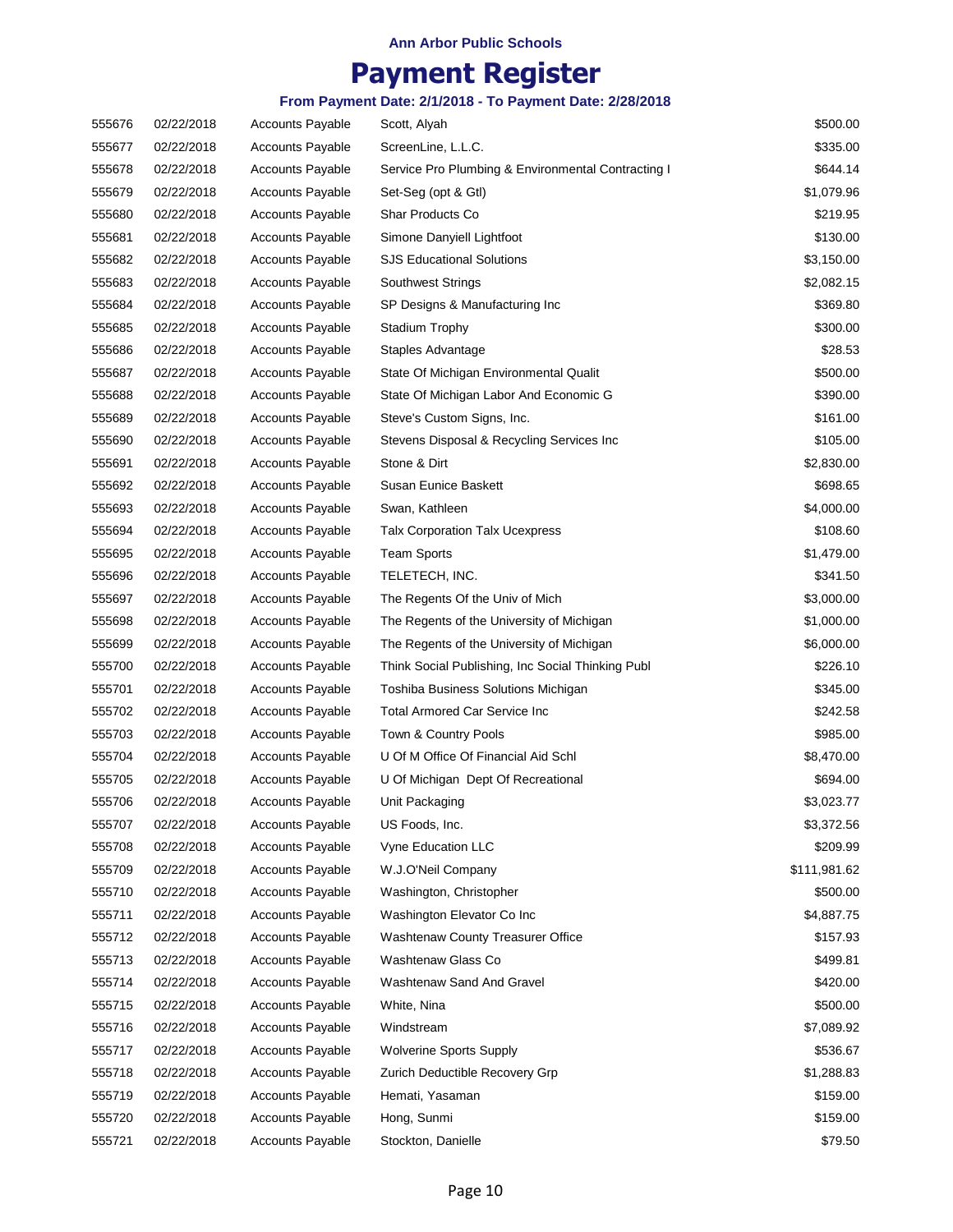**Ann Arbor Public Schools**

# Payment Register

**From Payment Date: 2/1/2018 - To Payment Date: 2/28/2018**

| | | | | |
|---|---|---|---|---|
| 555676 | 02/22/2018 | Accounts Payable | Scott, Alyah | $500.00 |
| 555677 | 02/22/2018 | Accounts Payable | ScreenLine, L.L.C. | $335.00 |
| 555678 | 02/22/2018 | Accounts Payable | Service Pro Plumbing & Environmental Contracting I | $644.14 |
| 555679 | 02/22/2018 | Accounts Payable | Set-Seg (opt & Gtl) | $1,079.96 |
| 555680 | 02/22/2018 | Accounts Payable | Shar Products Co | $219.95 |
| 555681 | 02/22/2018 | Accounts Payable | Simone Danyiell Lightfoot | $130.00 |
| 555682 | 02/22/2018 | Accounts Payable | SJS Educational Solutions | $3,150.00 |
| 555683 | 02/22/2018 | Accounts Payable | Southwest Strings | $2,082.15 |
| 555684 | 02/22/2018 | Accounts Payable | SP Designs & Manufacturing Inc | $369.80 |
| 555685 | 02/22/2018 | Accounts Payable | Stadium Trophy | $300.00 |
| 555686 | 02/22/2018 | Accounts Payable | Staples Advantage | $28.53 |
| 555687 | 02/22/2018 | Accounts Payable | State Of Michigan Environmental Qualit | $500.00 |
| 555688 | 02/22/2018 | Accounts Payable | State Of Michigan Labor And Economic G | $390.00 |
| 555689 | 02/22/2018 | Accounts Payable | Steve's Custom Signs, Inc. | $161.00 |
| 555690 | 02/22/2018 | Accounts Payable | Stevens Disposal & Recycling Services Inc | $105.00 |
| 555691 | 02/22/2018 | Accounts Payable | Stone & Dirt | $2,830.00 |
| 555692 | 02/22/2018 | Accounts Payable | Susan Eunice Baskett | $698.65 |
| 555693 | 02/22/2018 | Accounts Payable | Swan, Kathleen | $4,000.00 |
| 555694 | 02/22/2018 | Accounts Payable | Talx Corporation Talx Ucexpress | $108.60 |
| 555695 | 02/22/2018 | Accounts Payable | Team Sports | $1,479.00 |
| 555696 | 02/22/2018 | Accounts Payable | TELETECH, INC. | $341.50 |
| 555697 | 02/22/2018 | Accounts Payable | The Regents Of the Univ of Mich | $3,000.00 |
| 555698 | 02/22/2018 | Accounts Payable | The Regents of the University of Michigan | $1,000.00 |
| 555699 | 02/22/2018 | Accounts Payable | The Regents of the University of Michigan | $6,000.00 |
| 555700 | 02/22/2018 | Accounts Payable | Think Social Publishing, Inc Social Thinking Publ | $226.10 |
| 555701 | 02/22/2018 | Accounts Payable | Toshiba Business Solutions Michigan | $345.00 |
| 555702 | 02/22/2018 | Accounts Payable | Total Armored Car Service Inc | $242.58 |
| 555703 | 02/22/2018 | Accounts Payable | Town & Country Pools | $985.00 |
| 555704 | 02/22/2018 | Accounts Payable | U Of M Office Of Financial Aid Schl | $8,470.00 |
| 555705 | 02/22/2018 | Accounts Payable | U Of Michigan  Dept Of Recreational | $694.00 |
| 555706 | 02/22/2018 | Accounts Payable | Unit Packaging | $3,023.77 |
| 555707 | 02/22/2018 | Accounts Payable | US Foods, Inc. | $3,372.56 |
| 555708 | 02/22/2018 | Accounts Payable | Vyne Education LLC | $209.99 |
| 555709 | 02/22/2018 | Accounts Payable | W.J.O'Neil Company | $111,981.62 |
| 555710 | 02/22/2018 | Accounts Payable | Washington, Christopher | $500.00 |
| 555711 | 02/22/2018 | Accounts Payable | Washington Elevator Co Inc | $4,887.75 |
| 555712 | 02/22/2018 | Accounts Payable | Washtenaw County Treasurer Office | $157.93 |
| 555713 | 02/22/2018 | Accounts Payable | Washtenaw Glass Co | $499.81 |
| 555714 | 02/22/2018 | Accounts Payable | Washtenaw Sand And Gravel | $420.00 |
| 555715 | 02/22/2018 | Accounts Payable | White, Nina | $500.00 |
| 555716 | 02/22/2018 | Accounts Payable | Windstream | $7,089.92 |
| 555717 | 02/22/2018 | Accounts Payable | Wolverine Sports Supply | $536.67 |
| 555718 | 02/22/2018 | Accounts Payable | Zurich Deductible Recovery Grp | $1,288.83 |
| 555719 | 02/22/2018 | Accounts Payable | Hemati, Yasaman | $159.00 |
| 555720 | 02/22/2018 | Accounts Payable | Hong, Sunmi | $159.00 |
| 555721 | 02/22/2018 | Accounts Payable | Stockton, Danielle | $79.50 |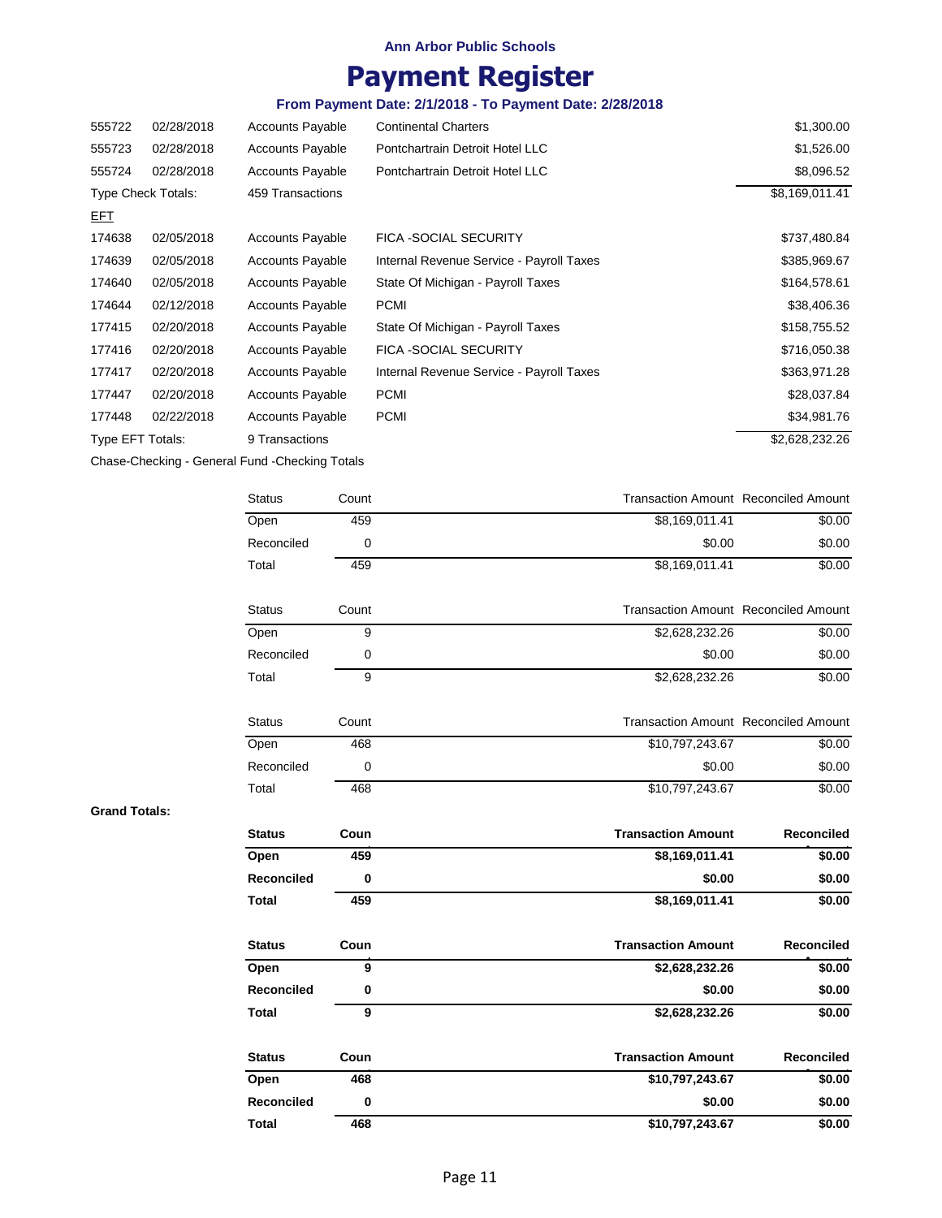Ann Arbor Public Schools

# Payment Register

### From Payment Date: 2/1/2018 - To Payment Date: 2/28/2018

| | | | | |
|---|---|---|---|---|
| 555722 | 02/28/2018 | Accounts Payable | Continental Charters | $1,300.00 |
| 555723 | 02/28/2018 | Accounts Payable | Pontchartrain Detroit Hotel LLC | $1,526.00 |
| 555724 | 02/28/2018 | Accounts Payable | Pontchartrain Detroit Hotel LLC | $8,096.52 |
| Type Check Totals: | | 459 Transactions | | $8,169,011.41 |

EFT

| | | | | |
|---|---|---|---|---|
| 174638 | 02/05/2018 | Accounts Payable | FICA -SOCIAL SECURITY | $737,480.84 |
| 174639 | 02/05/2018 | Accounts Payable | Internal Revenue Service - Payroll Taxes | $385,969.67 |
| 174640 | 02/05/2018 | Accounts Payable | State Of Michigan - Payroll Taxes | $164,578.61 |
| 174644 | 02/12/2018 | Accounts Payable | PCMI | $38,406.36 |
| 177415 | 02/20/2018 | Accounts Payable | State Of Michigan - Payroll Taxes | $158,755.52 |
| 177416 | 02/20/2018 | Accounts Payable | FICA -SOCIAL SECURITY | $716,050.38 |
| 177417 | 02/20/2018 | Accounts Payable | Internal Revenue Service - Payroll Taxes | $363,971.28 |
| 177447 | 02/20/2018 | Accounts Payable | PCMI | $28,037.84 |
| 177448 | 02/22/2018 | Accounts Payable | PCMI | $34,981.76 |
| Type EFT Totals: | | 9 Transactions | | $2,628,232.26 |

Chase-Checking - General Fund -Checking Totals

| Status | Count | Transaction Amount | Reconciled Amount |
|---|---|---|---|
| Open | 459 | $8,169,011.41 | $0.00 |
| Reconciled | 0 | $0.00 | $0.00 |
| Total | 459 | $8,169,011.41 | $0.00 |

| Status | Count | Transaction Amount | Reconciled Amount |
|---|---|---|---|
| Open | 9 | $2,628,232.26 | $0.00 |
| Reconciled | 0 | $0.00 | $0.00 |
| Total | 9 | $2,628,232.26 | $0.00 |

| Status | Count | Transaction Amount | Reconciled Amount |
|---|---|---|---|
| Open | 468 | $10,797,243.67 | $0.00 |
| Reconciled | 0 | $0.00 | $0.00 |
| Total | 468 | $10,797,243.67 | $0.00 |

**Grand Totals:**

| **Status** | **Count** | **Transaction Amount** | **Reconciled Amount** |
|---|---|---|---|
| **Open** | **459** | **$8,169,011.41** | **$0.00** |
| **Reconciled** | **0** | **$0.00** | **$0.00** |
| **Total** | **459** | **$8,169,011.41** | **$0.00** |

| **Status** | **Count** | **Transaction Amount** | **Reconciled Amount** |
|---|---|---|---|
| **Open** | **9** | **$2,628,232.26** | **$0.00** |
| **Reconciled** | **0** | **$0.00** | **$0.00** |
| **Total** | **9** | **$2,628,232.26** | **$0.00** |

| **Status** | **Count** | **Transaction Amount** | **Reconciled Amount** |
|---|---|---|---|
| **Open** | **468** | **$10,797,243.67** | **$0.00** |
| **Reconciled** | **0** | **$0.00** | **$0.00** |
| **Total** | **468** | **$10,797,243.67** | **$0.00** |